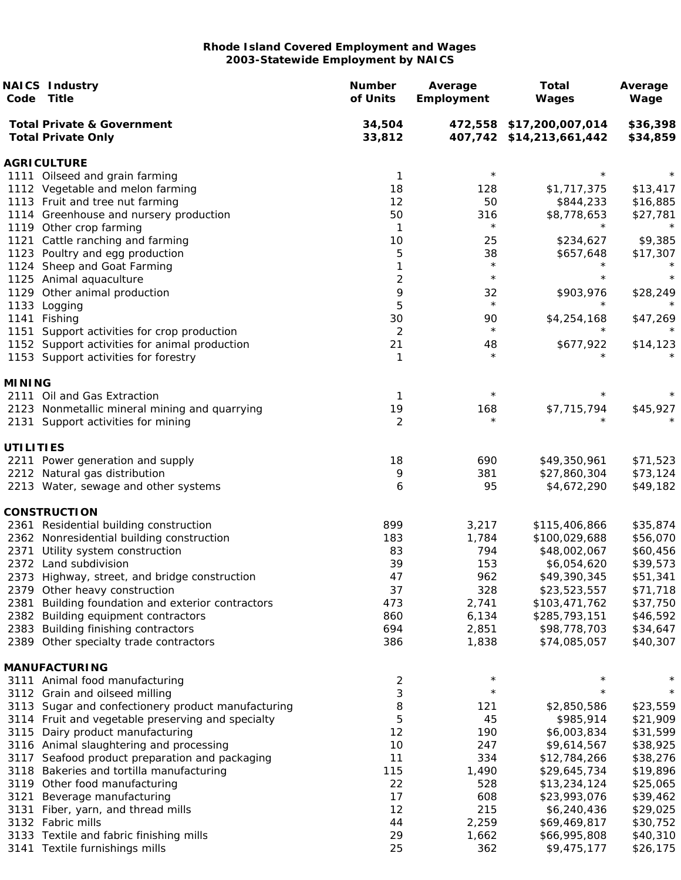**Rhode Island Covered Employment and Wages**
**2003-Statewide Employment by NAICS**

| NAICS Code | Industry Title | Number of Units | Average Employment | Total Wages | Average Wage |
|---|---|---|---|---|---|
| | **Total Private & Government** | **34,504** | **472,558** | **$17,200,007,014** | **$36,398** |
| | **Total Private Only** | **33,812** | **407,742** | **$14,213,661,442** | **$34,859** |
| | **AGRICULTURE** | | | | |
| 1111 | Oilseed and grain farming | 1 | * | * | * |
| 1112 | Vegetable and melon farming | 18 | 128 | $1,717,375 | $13,417 |
| 1113 | Fruit and tree nut farming | 12 | 50 | $844,233 | $16,885 |
| 1114 | Greenhouse and nursery production | 50 | 316 | $8,778,653 | $27,781 |
| 1119 | Other crop farming | 1 | * | * | * |
| 1121 | Cattle ranching and farming | 10 | 25 | $234,627 | $9,385 |
| 1123 | Poultry and egg production | 5 | 38 | $657,648 | $17,307 |
| 1124 | Sheep and Goat Farming | 1 | * | * | * |
| 1125 | Animal aquaculture | 2 | * | * | * |
| 1129 | Other animal production | 9 | 32 | $903,976 | $28,249 |
| 1133 | Logging | 5 | * | * | * |
| 1141 | Fishing | 30 | 90 | $4,254,168 | $47,269 |
| 1151 | Support activities for crop production | 2 | * | * | * |
| 1152 | Support activities for animal production | 21 | 48 | $677,922 | $14,123 |
| 1153 | Support activities for forestry | 1 | * | * | * |
| | **MINING** | | | | |
| 2111 | Oil and Gas Extraction | 1 | * | * | * |
| 2123 | Nonmetallic mineral mining and quarrying | 19 | 168 | $7,715,794 | $45,927 |
| 2131 | Support activities for mining | 2 | * | * | * |
| | **UTILITIES** | | | | |
| 2211 | Power generation and supply | 18 | 690 | $49,350,961 | $71,523 |
| 2212 | Natural gas distribution | 9 | 381 | $27,860,304 | $73,124 |
| 2213 | Water, sewage and other systems | 6 | 95 | $4,672,290 | $49,182 |
| | **CONSTRUCTION** | | | | |
| 2361 | Residential building construction | 899 | 3,217 | $115,406,866 | $35,874 |
| 2362 | Nonresidential building construction | 183 | 1,784 | $100,029,688 | $56,070 |
| 2371 | Utility system construction | 83 | 794 | $48,002,067 | $60,456 |
| 2372 | Land subdivision | 39 | 153 | $6,054,620 | $39,573 |
| 2373 | Highway, street, and bridge construction | 47 | 962 | $49,390,345 | $51,341 |
| 2379 | Other heavy construction | 37 | 328 | $23,523,557 | $71,718 |
| 2381 | Building foundation and exterior contractors | 473 | 2,741 | $103,471,762 | $37,750 |
| 2382 | Building equipment contractors | 860 | 6,134 | $285,793,151 | $46,592 |
| 2383 | Building finishing contractors | 694 | 2,851 | $98,778,703 | $34,647 |
| 2389 | Other specialty trade contractors | 386 | 1,838 | $74,085,057 | $40,307 |
| | **MANUFACTURING** | | | | |
| 3111 | Animal food manufacturing | 2 | * | * | * |
| 3112 | Grain and oilseed milling | 3 | * | * | * |
| 3113 | Sugar and confectionery product manufacturing | 8 | 121 | $2,850,586 | $23,559 |
| 3114 | Fruit and vegetable preserving and specialty | 5 | 45 | $985,914 | $21,909 |
| 3115 | Dairy product manufacturing | 12 | 190 | $6,003,834 | $31,599 |
| 3116 | Animal slaughtering and processing | 10 | 247 | $9,614,567 | $38,925 |
| 3117 | Seafood product preparation and packaging | 11 | 334 | $12,784,266 | $38,276 |
| 3118 | Bakeries and tortilla manufacturing | 115 | 1,490 | $29,645,734 | $19,896 |
| 3119 | Other food manufacturing | 22 | 528 | $13,234,124 | $25,065 |
| 3121 | Beverage manufacturing | 17 | 608 | $23,993,076 | $39,462 |
| 3131 | Fiber, yarn, and thread mills | 12 | 215 | $6,240,436 | $29,025 |
| 3132 | Fabric mills | 44 | 2,259 | $69,469,817 | $30,752 |
| 3133 | Textile and fabric finishing mills | 29 | 1,662 | $66,995,808 | $40,310 |
| 3141 | Textile furnishings mills | 25 | 362 | $9,475,177 | $26,175 |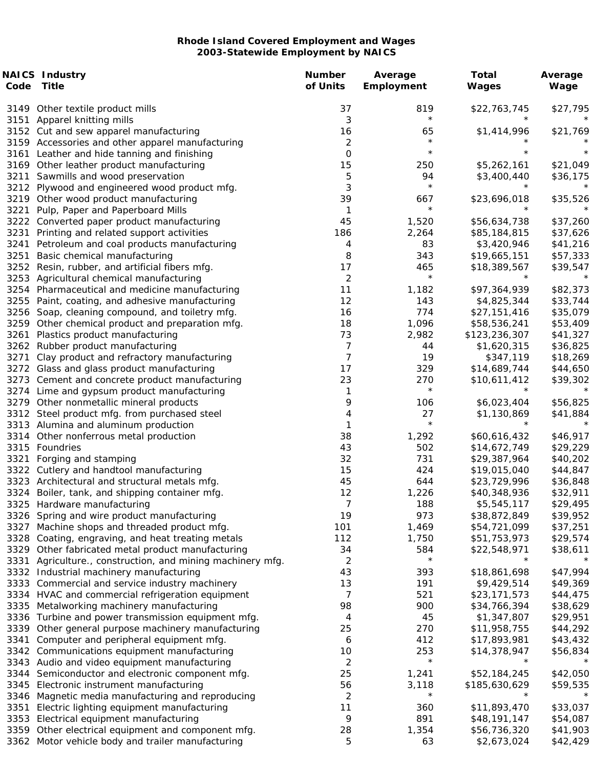**Rhode Island Covered Employment and Wages**
**2003-Statewide Employment by NAICS**

| NAICS Code | Industry Title | Number of Units | Average Employment | Total Wages | Average Wage |
|---|---|---|---|---|---|
| 3149 | Other textile product mills | 37 | 819 | $22,763,745 | $27,795 |
| 3151 | Apparel knitting mills | 3 | * | * | * |
| 3152 | Cut and sew apparel manufacturing | 16 | 65 | $1,414,996 | $21,769 |
| 3159 | Accessories and other apparel manufacturing | 2 | * | * | * |
| 3161 | Leather and hide tanning and finishing | 0 | * | * | * |
| 3169 | Other leather product manufacturing | 15 | 250 | $5,262,161 | $21,049 |
| 3211 | Sawmills and wood preservation | 5 | 94 | $3,400,440 | $36,175 |
| 3212 | Plywood and engineered wood product mfg. | 3 | * | * | * |
| 3219 | Other wood product manufacturing | 39 | 667 | $23,696,018 | $35,526 |
| 3221 | Pulp, Paper and Paperboard Mills | 1 | * | * | * |
| 3222 | Converted paper product manufacturing | 45 | 1,520 | $56,634,738 | $37,260 |
| 3231 | Printing and related support activities | 186 | 2,264 | $85,184,815 | $37,626 |
| 3241 | Petroleum and coal products manufacturing | 4 | 83 | $3,420,946 | $41,216 |
| 3251 | Basic chemical manufacturing | 8 | 343 | $19,665,151 | $57,333 |
| 3252 | Resin, rubber, and artificial fibers mfg. | 17 | 465 | $18,389,567 | $39,547 |
| 3253 | Agricultural chemical manufacturing | 2 | * | * | * |
| 3254 | Pharmaceutical and medicine manufacturing | 11 | 1,182 | $97,364,939 | $82,373 |
| 3255 | Paint, coating, and adhesive manufacturing | 12 | 143 | $4,825,344 | $33,744 |
| 3256 | Soap, cleaning compound, and toiletry mfg. | 16 | 774 | $27,151,416 | $35,079 |
| 3259 | Other chemical product and preparation mfg. | 18 | 1,096 | $58,536,241 | $53,409 |
| 3261 | Plastics product manufacturing | 73 | 2,982 | $123,236,307 | $41,327 |
| 3262 | Rubber product manufacturing | 7 | 44 | $1,620,315 | $36,825 |
| 3271 | Clay product and refractory manufacturing | 7 | 19 | $347,119 | $18,269 |
| 3272 | Glass and glass product manufacturing | 17 | 329 | $14,689,744 | $44,650 |
| 3273 | Cement and concrete product manufacturing | 23 | 270 | $10,611,412 | $39,302 |
| 3274 | Lime and gypsum product manufacturing | 1 | * | * | * |
| 3279 | Other nonmetallic mineral products | 9 | 106 | $6,023,404 | $56,825 |
| 3312 | Steel product mfg. from purchased steel | 4 | 27 | $1,130,869 | $41,884 |
| 3313 | Alumina and aluminum production | 1 | * | * | * |
| 3314 | Other nonferrous metal production | 38 | 1,292 | $60,616,432 | $46,917 |
| 3315 | Foundries | 43 | 502 | $14,672,749 | $29,229 |
| 3321 | Forging and stamping | 32 | 731 | $29,387,964 | $40,202 |
| 3322 | Cutlery and handtool manufacturing | 15 | 424 | $19,015,040 | $44,847 |
| 3323 | Architectural and structural metals mfg. | 45 | 644 | $23,729,996 | $36,848 |
| 3324 | Boiler, tank, and shipping container mfg. | 12 | 1,226 | $40,348,936 | $32,911 |
| 3325 | Hardware manufacturing | 7 | 188 | $5,545,117 | $29,495 |
| 3326 | Spring and wire product manufacturing | 19 | 973 | $38,872,849 | $39,952 |
| 3327 | Machine shops and threaded product mfg. | 101 | 1,469 | $54,721,099 | $37,251 |
| 3328 | Coating, engraving, and heat treating metals | 112 | 1,750 | $51,753,973 | $29,574 |
| 3329 | Other fabricated metal product manufacturing | 34 | 584 | $22,548,971 | $38,611 |
| 3331 | Agriculture., construction, and mining machinery mfg. | 2 | * | * | * |
| 3332 | Industrial machinery manufacturing | 43 | 393 | $18,861,698 | $47,994 |
| 3333 | Commercial and service industry machinery | 13 | 191 | $9,429,514 | $49,369 |
| 3334 | HVAC and commercial refrigeration equipment | 7 | 521 | $23,171,573 | $44,475 |
| 3335 | Metalworking machinery manufacturing | 98 | 900 | $34,766,394 | $38,629 |
| 3336 | Turbine and power transmission equipment mfg. | 4 | 45 | $1,347,807 | $29,951 |
| 3339 | Other general purpose machinery manufacturing | 25 | 270 | $11,958,755 | $44,292 |
| 3341 | Computer and peripheral equipment mfg. | 6 | 412 | $17,893,981 | $43,432 |
| 3342 | Communications equipment manufacturing | 10 | 253 | $14,378,947 | $56,834 |
| 3343 | Audio and video equipment manufacturing | 2 | * | * | * |
| 3344 | Semiconductor and electronic component mfg. | 25 | 1,241 | $52,184,245 | $42,050 |
| 3345 | Electronic instrument manufacturing | 56 | 3,118 | $185,630,629 | $59,535 |
| 3346 | Magnetic media manufacturing and reproducing | 2 | * | * | * |
| 3351 | Electric lighting equipment manufacturing | 11 | 360 | $11,893,470 | $33,037 |
| 3353 | Electrical equipment manufacturing | 9 | 891 | $48,191,147 | $54,087 |
| 3359 | Other electrical equipment and component mfg. | 28 | 1,354 | $56,736,320 | $41,903 |
| 3362 | Motor vehicle body and trailer manufacturing | 5 | 63 | $2,673,024 | $42,429 |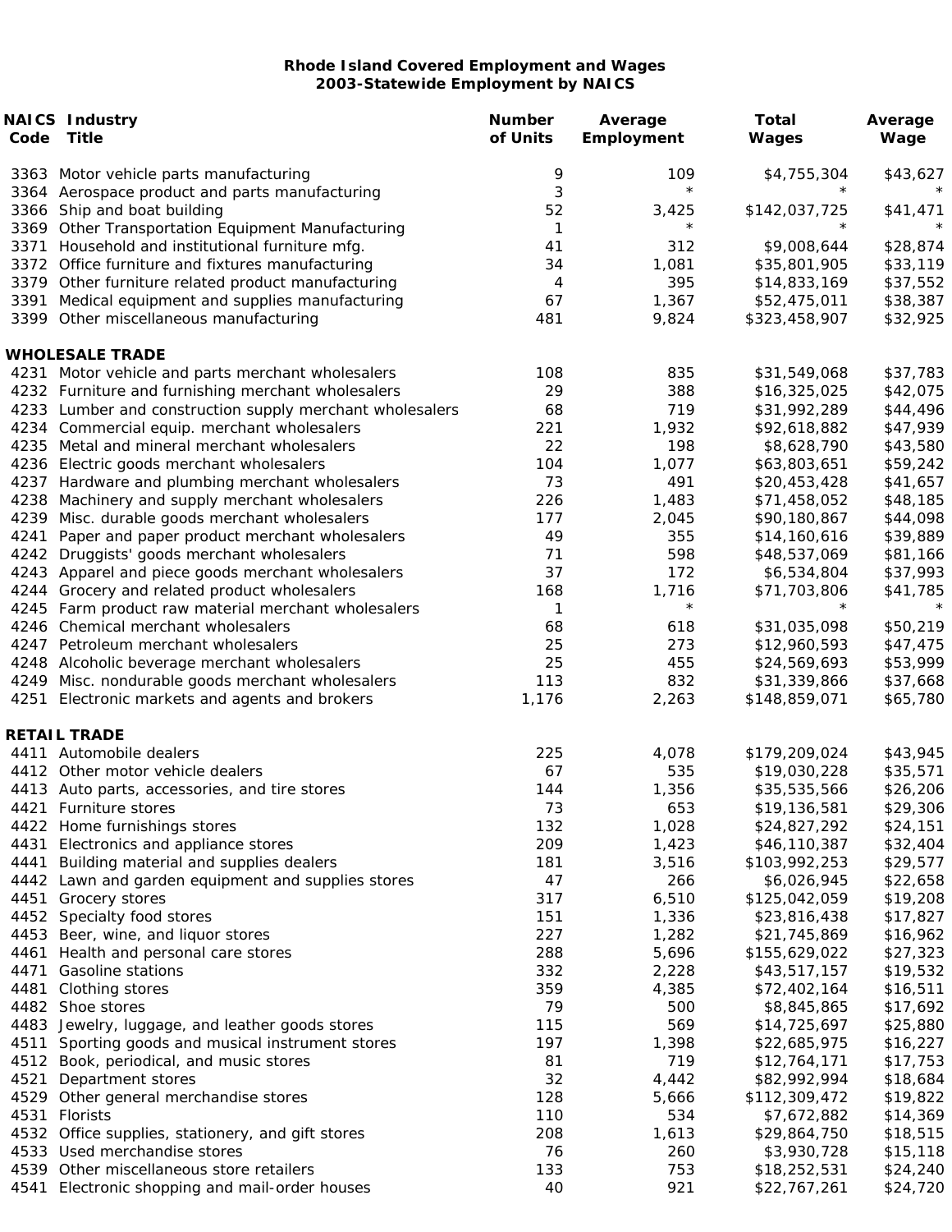**Rhode Island Covered Employment and Wages**
**2003-Statewide Employment by NAICS**

| NAICS Code | Industry Title | Number of Units | Average Employment | Total Wages | Average Wage |
|---|---|---|---|---|---|
| 3363 | Motor vehicle parts manufacturing | 9 | 109 | $4,755,304 | $43,627 |
| 3364 | Aerospace product and parts manufacturing | 3 | * | * | * |
| 3366 | Ship and boat building | 52 | 3,425 | $142,037,725 | $41,471 |
| 3369 | Other Transportation Equipment Manufacturing | 1 | * | * | * |
| 3371 | Household and institutional furniture mfg. | 41 | 312 | $9,008,644 | $28,874 |
| 3372 | Office furniture and fixtures manufacturing | 34 | 1,081 | $35,801,905 | $33,119 |
| 3379 | Other furniture related product manufacturing | 4 | 395 | $14,833,169 | $37,552 |
| 3391 | Medical equipment and supplies manufacturing | 67 | 1,367 | $52,475,011 | $38,387 |
| 3399 | Other miscellaneous manufacturing | 481 | 9,824 | $323,458,907 | $32,925 |
| **WHOLESALE TRADE** | | | | | |
| 4231 | Motor vehicle and parts merchant wholesalers | 108 | 835 | $31,549,068 | $37,783 |
| 4232 | Furniture and furnishing merchant wholesalers | 29 | 388 | $16,325,025 | $42,075 |
| 4233 | Lumber and construction supply merchant wholesalers | 68 | 719 | $31,992,289 | $44,496 |
| 4234 | Commercial equip. merchant wholesalers | 221 | 1,932 | $92,618,882 | $47,939 |
| 4235 | Metal and mineral merchant wholesalers | 22 | 198 | $8,628,790 | $43,580 |
| 4236 | Electric goods merchant wholesalers | 104 | 1,077 | $63,803,651 | $59,242 |
| 4237 | Hardware and plumbing merchant wholesalers | 73 | 491 | $20,453,428 | $41,657 |
| 4238 | Machinery and supply merchant wholesalers | 226 | 1,483 | $71,458,052 | $48,185 |
| 4239 | Misc. durable goods merchant wholesalers | 177 | 2,045 | $90,180,867 | $44,098 |
| 4241 | Paper and paper product merchant wholesalers | 49 | 355 | $14,160,616 | $39,889 |
| 4242 | Druggists' goods merchant wholesalers | 71 | 598 | $48,537,069 | $81,166 |
| 4243 | Apparel and piece goods merchant wholesalers | 37 | 172 | $6,534,804 | $37,993 |
| 4244 | Grocery and related product wholesalers | 168 | 1,716 | $71,703,806 | $41,785 |
| 4245 | Farm product raw material merchant wholesalers | 1 | * | * | * |
| 4246 | Chemical merchant wholesalers | 68 | 618 | $31,035,098 | $50,219 |
| 4247 | Petroleum merchant wholesalers | 25 | 273 | $12,960,593 | $47,475 |
| 4248 | Alcoholic beverage merchant wholesalers | 25 | 455 | $24,569,693 | $53,999 |
| 4249 | Misc. nondurable goods merchant wholesalers | 113 | 832 | $31,339,866 | $37,668 |
| 4251 | Electronic markets and agents and brokers | 1,176 | 2,263 | $148,859,071 | $65,780 |
| **RETAIL TRADE** | | | | | |
| 4411 | Automobile dealers | 225 | 4,078 | $179,209,024 | $43,945 |
| 4412 | Other motor vehicle dealers | 67 | 535 | $19,030,228 | $35,571 |
| 4413 | Auto parts, accessories, and tire stores | 144 | 1,356 | $35,535,566 | $26,206 |
| 4421 | Furniture stores | 73 | 653 | $19,136,581 | $29,306 |
| 4422 | Home furnishings stores | 132 | 1,028 | $24,827,292 | $24,151 |
| 4431 | Electronics and appliance stores | 209 | 1,423 | $46,110,387 | $32,404 |
| 4441 | Building material and supplies dealers | 181 | 3,516 | $103,992,253 | $29,577 |
| 4442 | Lawn and garden equipment and supplies stores | 47 | 266 | $6,026,945 | $22,658 |
| 4451 | Grocery stores | 317 | 6,510 | $125,042,059 | $19,208 |
| 4452 | Specialty food stores | 151 | 1,336 | $23,816,438 | $17,827 |
| 4453 | Beer, wine, and liquor stores | 227 | 1,282 | $21,745,869 | $16,962 |
| 4461 | Health and personal care stores | 288 | 5,696 | $155,629,022 | $27,323 |
| 4471 | Gasoline stations | 332 | 2,228 | $43,517,157 | $19,532 |
| 4481 | Clothing stores | 359 | 4,385 | $72,402,164 | $16,511 |
| 4482 | Shoe stores | 79 | 500 | $8,845,865 | $17,692 |
| 4483 | Jewelry, luggage, and leather goods stores | 115 | 569 | $14,725,697 | $25,880 |
| 4511 | Sporting goods and musical instrument stores | 197 | 1,398 | $22,685,975 | $16,227 |
| 4512 | Book, periodical, and music stores | 81 | 719 | $12,764,171 | $17,753 |
| 4521 | Department stores | 32 | 4,442 | $82,992,994 | $18,684 |
| 4529 | Other general merchandise stores | 128 | 5,666 | $112,309,472 | $19,822 |
| 4531 | Florists | 110 | 534 | $7,672,882 | $14,369 |
| 4532 | Office supplies, stationery, and gift stores | 208 | 1,613 | $29,864,750 | $18,515 |
| 4533 | Used merchandise stores | 76 | 260 | $3,930,728 | $15,118 |
| 4539 | Other miscellaneous store retailers | 133 | 753 | $18,252,531 | $24,240 |
| 4541 | Electronic shopping and mail-order houses | 40 | 921 | $22,767,261 | $24,720 |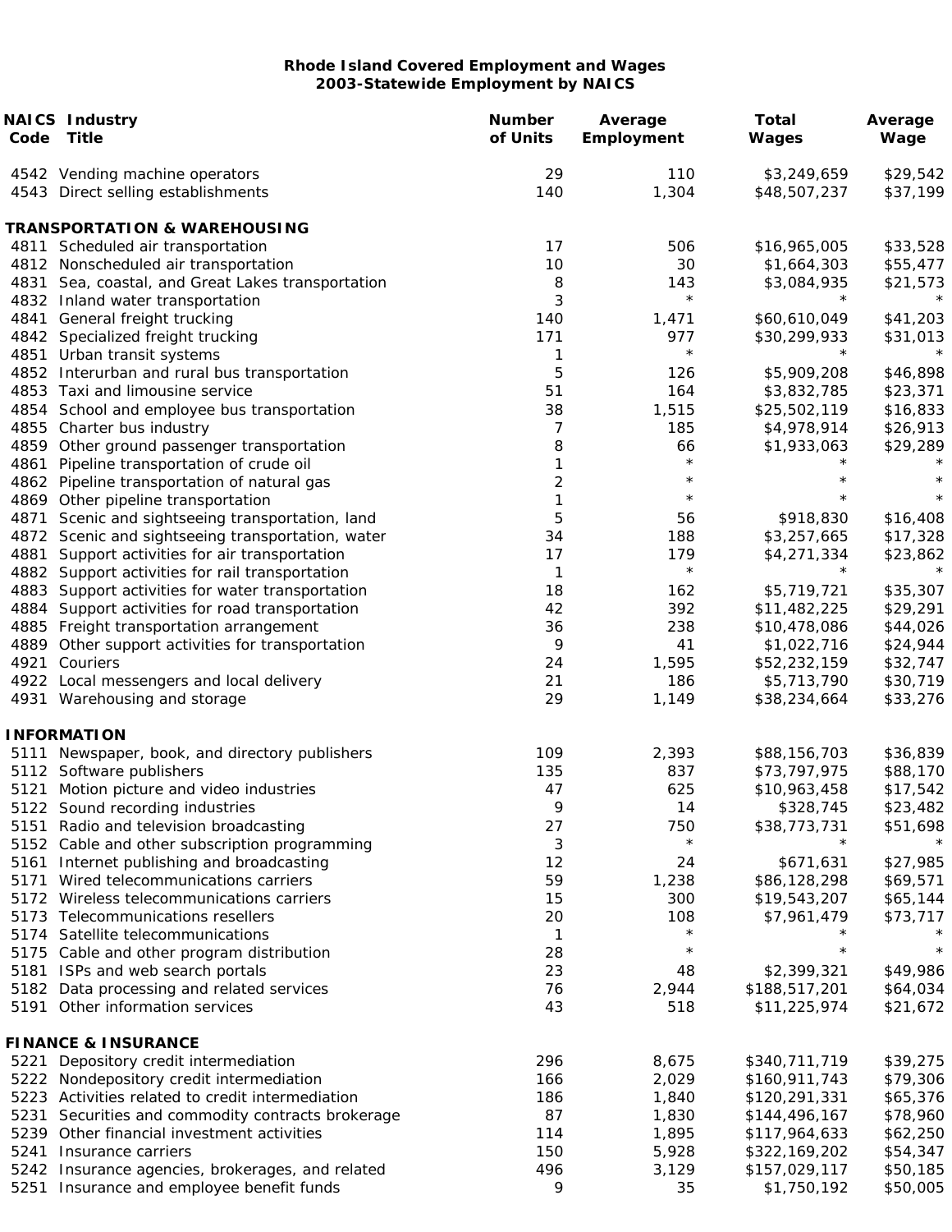**Rhode Island Covered Employment and Wages**
**2003-Statewide Employment by NAICS**

| NAICS Code | Industry Title | Number of Units | Average Employment | Total Wages | Average Wage |
|---|---|---|---|---|---|
| 4542 | Vending machine operators | 29 | 110 | $3,249,659 | $29,542 |
| 4543 | Direct selling establishments | 140 | 1,304 | $48,507,237 | $37,199 |
| | **TRANSPORTATION & WAREHOUSING** | | | | |
| 4811 | Scheduled air transportation | 17 | 506 | $16,965,005 | $33,528 |
| 4812 | Nonscheduled air transportation | 10 | 30 | $1,664,303 | $55,477 |
| 4831 | Sea, coastal, and Great Lakes transportation | 8 | 143 | $3,084,935 | $21,573 |
| 4832 | Inland water transportation | 3 | * | * | * |
| 4841 | General freight trucking | 140 | 1,471 | $60,610,049 | $41,203 |
| 4842 | Specialized freight trucking | 171 | 977 | $30,299,933 | $31,013 |
| 4851 | Urban transit systems | 1 | * | * | * |
| 4852 | Interurban and rural bus transportation | 5 | 126 | $5,909,208 | $46,898 |
| 4853 | Taxi and limousine service | 51 | 164 | $3,832,785 | $23,371 |
| 4854 | School and employee bus transportation | 38 | 1,515 | $25,502,119 | $16,833 |
| 4855 | Charter bus industry | 7 | 185 | $4,978,914 | $26,913 |
| 4859 | Other ground passenger transportation | 8 | 66 | $1,933,063 | $29,289 |
| 4861 | Pipeline transportation of crude oil | 1 | * | * | * |
| 4862 | Pipeline transportation of natural gas | 2 | * | * | * |
| 4869 | Other pipeline transportation | 1 | * | * | * |
| 4871 | Scenic and sightseeing transportation, land | 5 | 56 | $918,830 | $16,408 |
| 4872 | Scenic and sightseeing transportation, water | 34 | 188 | $3,257,665 | $17,328 |
| 4881 | Support activities for air transportation | 17 | 179 | $4,271,334 | $23,862 |
| 4882 | Support activities for rail transportation | 1 | * | * | * |
| 4883 | Support activities for water transportation | 18 | 162 | $5,719,721 | $35,307 |
| 4884 | Support activities for road transportation | 42 | 392 | $11,482,225 | $29,291 |
| 4885 | Freight transportation arrangement | 36 | 238 | $10,478,086 | $44,026 |
| 4889 | Other support activities for transportation | 9 | 41 | $1,022,716 | $24,944 |
| 4921 | Couriers | 24 | 1,595 | $52,232,159 | $32,747 |
| 4922 | Local messengers and local delivery | 21 | 186 | $5,713,790 | $30,719 |
| 4931 | Warehousing and storage | 29 | 1,149 | $38,234,664 | $33,276 |
| | **INFORMATION** | | | | |
| 5111 | Newspaper, book, and directory publishers | 109 | 2,393 | $88,156,703 | $36,839 |
| 5112 | Software publishers | 135 | 837 | $73,797,975 | $88,170 |
| 5121 | Motion picture and video industries | 47 | 625 | $10,963,458 | $17,542 |
| 5122 | Sound recording industries | 9 | 14 | $328,745 | $23,482 |
| 5151 | Radio and television broadcasting | 27 | 750 | $38,773,731 | $51,698 |
| 5152 | Cable and other subscription programming | 3 | * | * | * |
| 5161 | Internet publishing and broadcasting | 12 | 24 | $671,631 | $27,985 |
| 5171 | Wired telecommunications carriers | 59 | 1,238 | $86,128,298 | $69,571 |
| 5172 | Wireless telecommunications carriers | 15 | 300 | $19,543,207 | $65,144 |
| 5173 | Telecommunications resellers | 20 | 108 | $7,961,479 | $73,717 |
| 5174 | Satellite telecommunications | 1 | * | * | * |
| 5175 | Cable and other program distribution | 28 | * | * | * |
| 5181 | ISPs and web search portals | 23 | 48 | $2,399,321 | $49,986 |
| 5182 | Data processing and related services | 76 | 2,944 | $188,517,201 | $64,034 |
| 5191 | Other information services | 43 | 518 | $11,225,974 | $21,672 |
| | **FINANCE & INSURANCE** | | | | |
| 5221 | Depository credit intermediation | 296 | 8,675 | $340,711,719 | $39,275 |
| 5222 | Nondepository credit intermediation | 166 | 2,029 | $160,911,743 | $79,306 |
| 5223 | Activities related to credit intermediation | 186 | 1,840 | $120,291,331 | $65,376 |
| 5231 | Securities and commodity contracts brokerage | 87 | 1,830 | $144,496,167 | $78,960 |
| 5239 | Other financial investment activities | 114 | 1,895 | $117,964,633 | $62,250 |
| 5241 | Insurance carriers | 150 | 5,928 | $322,169,202 | $54,347 |
| 5242 | Insurance agencies, brokerages, and related | 496 | 3,129 | $157,029,117 | $50,185 |
| 5251 | Insurance and employee benefit funds | 9 | 35 | $1,750,192 | $50,005 |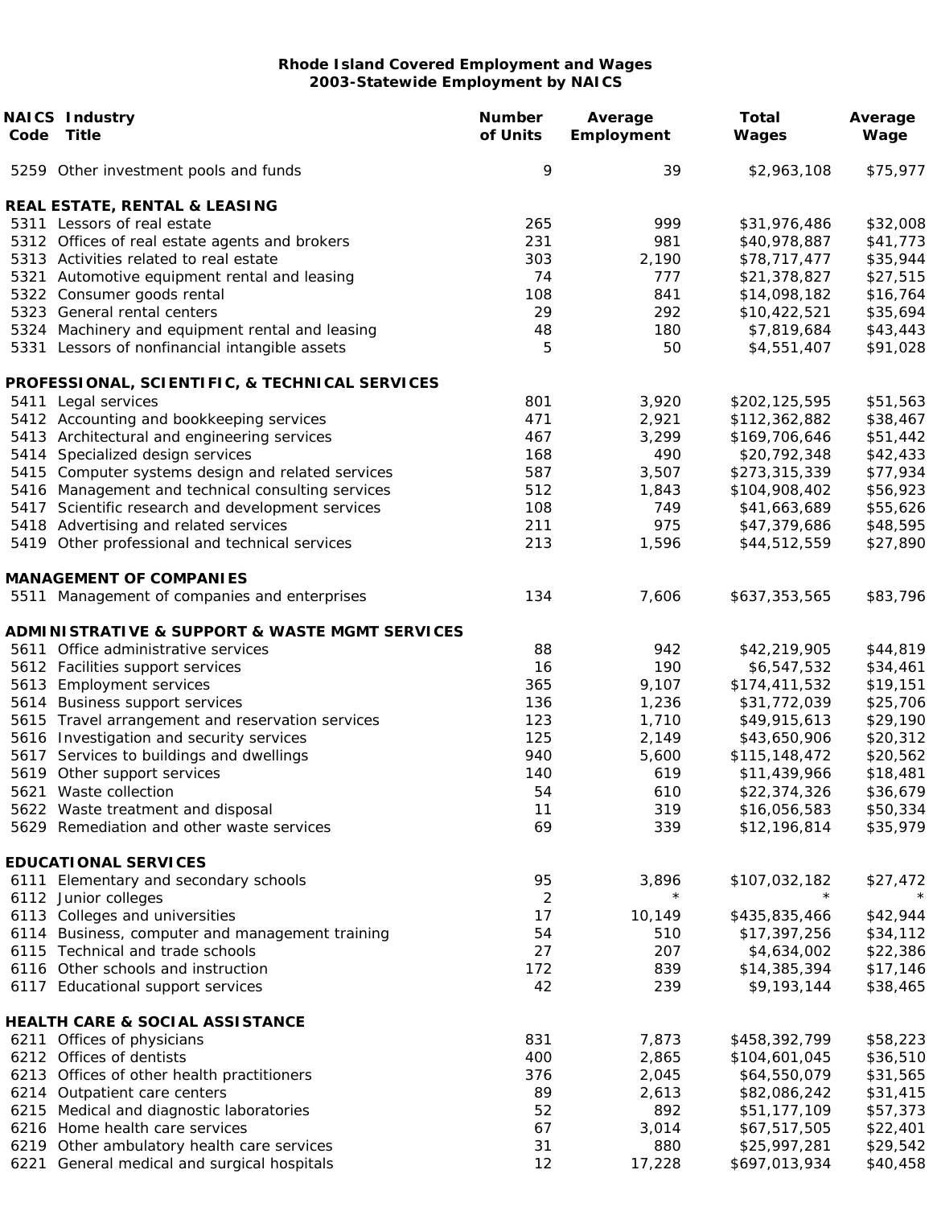**Rhode Island Covered Employment and Wages**
**2003-Statewide Employment by NAICS**

| NAICS Code | Industry Title | Number of Units | Average Employment | Total Wages | Average Wage |
|---|---|---|---|---|---|
| 5259 | Other investment pools and funds | 9 | 39 | $2,963,108 | $75,977 |
| | **REAL ESTATE, RENTAL & LEASING** | | | | |
| 5311 | Lessors of real estate | 265 | 999 | $31,976,486 | $32,008 |
| 5312 | Offices of real estate agents and brokers | 231 | 981 | $40,978,887 | $41,773 |
| 5313 | Activities related to real estate | 303 | 2,190 | $78,717,477 | $35,944 |
| 5321 | Automotive equipment rental and leasing | 74 | 777 | $21,378,827 | $27,515 |
| 5322 | Consumer goods rental | 108 | 841 | $14,098,182 | $16,764 |
| 5323 | General rental centers | 29 | 292 | $10,422,521 | $35,694 |
| 5324 | Machinery and equipment rental and leasing | 48 | 180 | $7,819,684 | $43,443 |
| 5331 | Lessors of nonfinancial intangible assets | 5 | 50 | $4,551,407 | $91,028 |
| | **PROFESSIONAL, SCIENTIFIC, & TECHNICAL SERVICES** | | | | |
| 5411 | Legal services | 801 | 3,920 | $202,125,595 | $51,563 |
| 5412 | Accounting and bookkeeping services | 471 | 2,921 | $112,362,882 | $38,467 |
| 5413 | Architectural and engineering services | 467 | 3,299 | $169,706,646 | $51,442 |
| 5414 | Specialized design services | 168 | 490 | $20,792,348 | $42,433 |
| 5415 | Computer systems design and related services | 587 | 3,507 | $273,315,339 | $77,934 |
| 5416 | Management and technical consulting services | 512 | 1,843 | $104,908,402 | $56,923 |
| 5417 | Scientific research and development services | 108 | 749 | $41,663,689 | $55,626 |
| 5418 | Advertising and related services | 211 | 975 | $47,379,686 | $48,595 |
| 5419 | Other professional and technical services | 213 | 1,596 | $44,512,559 | $27,890 |
| | **MANAGEMENT OF COMPANIES** | | | | |
| 5511 | Management of companies and enterprises | 134 | 7,606 | $637,353,565 | $83,796 |
| | **ADMINISTRATIVE & SUPPORT & WASTE MGMT SERVICES** | | | | |
| 5611 | Office administrative services | 88 | 942 | $42,219,905 | $44,819 |
| 5612 | Facilities support services | 16 | 190 | $6,547,532 | $34,461 |
| 5613 | Employment services | 365 | 9,107 | $174,411,532 | $19,151 |
| 5614 | Business support services | 136 | 1,236 | $31,772,039 | $25,706 |
| 5615 | Travel arrangement and reservation services | 123 | 1,710 | $49,915,613 | $29,190 |
| 5616 | Investigation and security services | 125 | 2,149 | $43,650,906 | $20,312 |
| 5617 | Services to buildings and dwellings | 940 | 5,600 | $115,148,472 | $20,562 |
| 5619 | Other support services | 140 | 619 | $11,439,966 | $18,481 |
| 5621 | Waste collection | 54 | 610 | $22,374,326 | $36,679 |
| 5622 | Waste treatment and disposal | 11 | 319 | $16,056,583 | $50,334 |
| 5629 | Remediation and other waste services | 69 | 339 | $12,196,814 | $35,979 |
| | **EDUCATIONAL SERVICES** | | | | |
| 6111 | Elementary and secondary schools | 95 | 3,896 | $107,032,182 | $27,472 |
| 6112 | Junior colleges | 2 | * | * | * |
| 6113 | Colleges and universities | 17 | 10,149 | $435,835,466 | $42,944 |
| 6114 | Business, computer and management training | 54 | 510 | $17,397,256 | $34,112 |
| 6115 | Technical and trade schools | 27 | 207 | $4,634,002 | $22,386 |
| 6116 | Other schools and instruction | 172 | 839 | $14,385,394 | $17,146 |
| 6117 | Educational support services | 42 | 239 | $9,193,144 | $38,465 |
| | **HEALTH CARE & SOCIAL ASSISTANCE** | | | | |
| 6211 | Offices of physicians | 831 | 7,873 | $458,392,799 | $58,223 |
| 6212 | Offices of dentists | 400 | 2,865 | $104,601,045 | $36,510 |
| 6213 | Offices of other health practitioners | 376 | 2,045 | $64,550,079 | $31,565 |
| 6214 | Outpatient care centers | 89 | 2,613 | $82,086,242 | $31,415 |
| 6215 | Medical and diagnostic laboratories | 52 | 892 | $51,177,109 | $57,373 |
| 6216 | Home health care services | 67 | 3,014 | $67,517,505 | $22,401 |
| 6219 | Other ambulatory health care services | 31 | 880 | $25,997,281 | $29,542 |
| 6221 | General medical and surgical hospitals | 12 | 17,228 | $697,013,934 | $40,458 |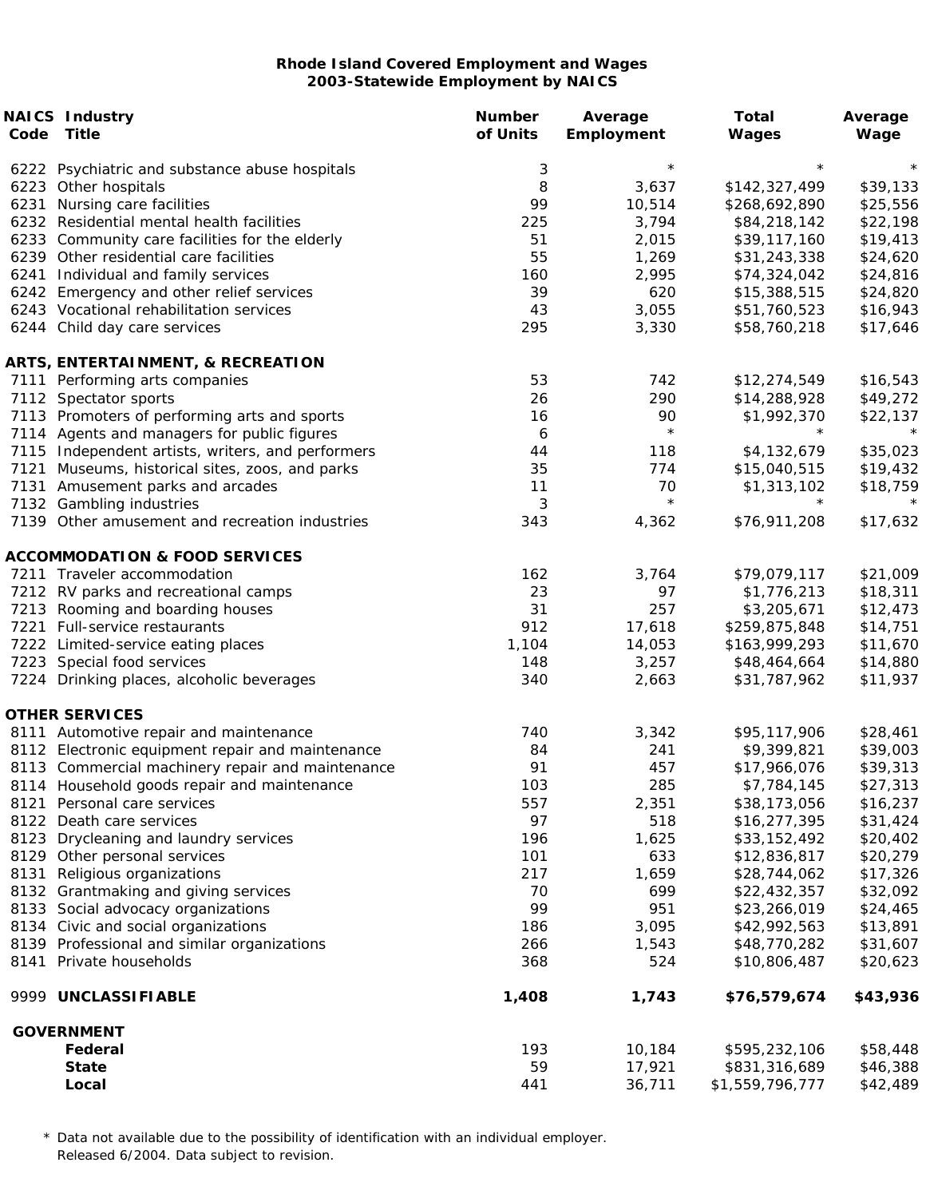**Rhode Island Covered Employment and Wages**
**2003-Statewide Employment by NAICS**

| NAICS Code | Industry Title | Number of Units | Average Employment | Total Wages | Average Wage |
|---|---|---|---|---|---|
| 6222 | Psychiatric and substance abuse hospitals | 3 | * | * | * |
| 6223 | Other hospitals | 8 | 3,637 | $142,327,499 | $39,133 |
| 6231 | Nursing care facilities | 99 | 10,514 | $268,692,890 | $25,556 |
| 6232 | Residential mental health facilities | 225 | 3,794 | $84,218,142 | $22,198 |
| 6233 | Community care facilities for the elderly | 51 | 2,015 | $39,117,160 | $19,413 |
| 6239 | Other residential care facilities | 55 | 1,269 | $31,243,338 | $24,620 |
| 6241 | Individual and family services | 160 | 2,995 | $74,324,042 | $24,816 |
| 6242 | Emergency and other relief services | 39 | 620 | $15,388,515 | $24,820 |
| 6243 | Vocational rehabilitation services | 43 | 3,055 | $51,760,523 | $16,943 |
| 6244 | Child day care services | 295 | 3,330 | $58,760,218 | $17,646 |
| **ARTS, ENTERTAINMENT, & RECREATION** | | | | | |
| 7111 | Performing arts companies | 53 | 742 | $12,274,549 | $16,543 |
| 7112 | Spectator sports | 26 | 290 | $14,288,928 | $49,272 |
| 7113 | Promoters of performing arts and sports | 16 | 90 | $1,992,370 | $22,137 |
| 7114 | Agents and managers for public figures | 6 | * | * | * |
| 7115 | Independent artists, writers, and performers | 44 | 118 | $4,132,679 | $35,023 |
| 7121 | Museums, historical sites, zoos, and parks | 35 | 774 | $15,040,515 | $19,432 |
| 7131 | Amusement parks and arcades | 11 | 70 | $1,313,102 | $18,759 |
| 7132 | Gambling industries | 3 | * | * | * |
| 7139 | Other amusement and recreation industries | 343 | 4,362 | $76,911,208 | $17,632 |
| **ACCOMMODATION & FOOD SERVICES** | | | | | |
| 7211 | Traveler accommodation | 162 | 3,764 | $79,079,117 | $21,009 |
| 7212 | RV parks and recreational camps | 23 | 97 | $1,776,213 | $18,311 |
| 7213 | Rooming and boarding houses | 31 | 257 | $3,205,671 | $12,473 |
| 7221 | Full-service restaurants | 912 | 17,618 | $259,875,848 | $14,751 |
| 7222 | Limited-service eating places | 1,104 | 14,053 | $163,999,293 | $11,670 |
| 7223 | Special food services | 148 | 3,257 | $48,464,664 | $14,880 |
| 7224 | Drinking places, alcoholic beverages | 340 | 2,663 | $31,787,962 | $11,937 |
| **OTHER SERVICES** | | | | | |
| 8111 | Automotive repair and maintenance | 740 | 3,342 | $95,117,906 | $28,461 |
| 8112 | Electronic equipment repair and maintenance | 84 | 241 | $9,399,821 | $39,003 |
| 8113 | Commercial machinery repair and maintenance | 91 | 457 | $17,966,076 | $39,313 |
| 8114 | Household goods repair and maintenance | 103 | 285 | $7,784,145 | $27,313 |
| 8121 | Personal care services | 557 | 2,351 | $38,173,056 | $16,237 |
| 8122 | Death care services | 97 | 518 | $16,277,395 | $31,424 |
| 8123 | Drycleaning and laundry services | 196 | 1,625 | $33,152,492 | $20,402 |
| 8129 | Other personal services | 101 | 633 | $12,836,817 | $20,279 |
| 8131 | Religious organizations | 217 | 1,659 | $28,744,062 | $17,326 |
| 8132 | Grantmaking and giving services | 70 | 699 | $22,432,357 | $32,092 |
| 8133 | Social advocacy organizations | 99 | 951 | $23,266,019 | $24,465 |
| 8134 | Civic and social organizations | 186 | 3,095 | $42,992,563 | $13,891 |
| 8139 | Professional and similar organizations | 266 | 1,543 | $48,770,282 | $31,607 |
| 8141 | Private households | 368 | 524 | $10,806,487 | $20,623 |
| 9999 | **UNCLASSIFIABLE** | **1,408** | **1,743** | **$76,579,674** | **$43,936** |
| **GOVERNMENT** | | | | | |
| | **Federal** | 193 | 10,184 | $595,232,106 | $58,448 |
| | **State** | 59 | 17,921 | $831,316,689 | $46,388 |
| | **Local** | 441 | 36,711 | $1,559,796,777 | $42,489 |

\* Data not available due to the possibility of identification with an individual employer.
Released 6/2004. Data subject to revision.